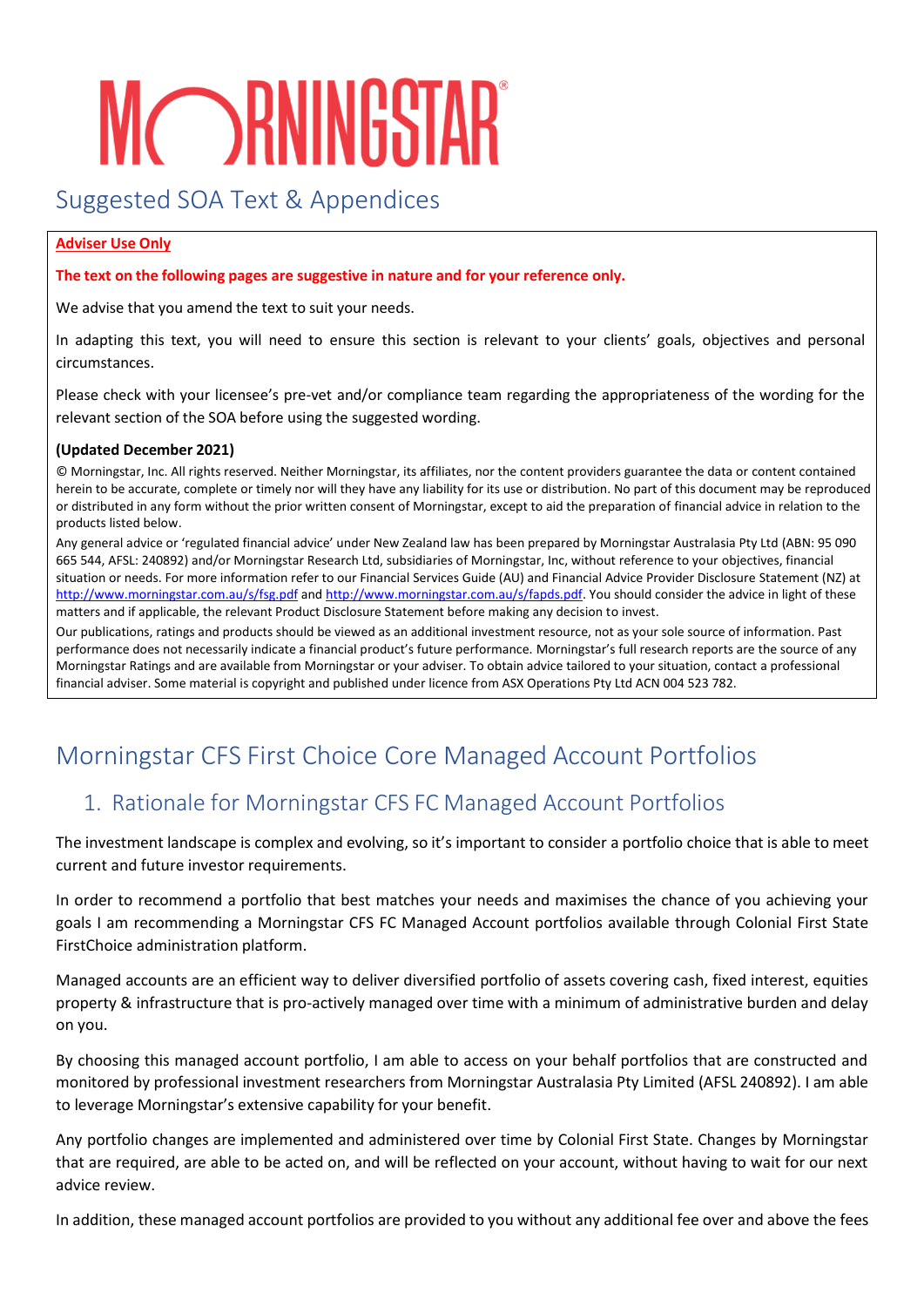# MORNINGSTAR

## Suggested SOA Text & Appendices

**Adviser Use Only**

**The text on the following pages are suggestive in nature and for your reference only.**

We advise that you amend the text to suit your needs.

In adapting this text, you will need to ensure this section is relevant to your clients' goals, objectives and personal circumstances.

Please check with your licensee's pre-vet and/or compliance team regarding the appropriateness of the wording for the relevant section of the SOA before using the suggested wording.

**(Updated December 2021)**

© Morningstar, Inc. All rights reserved. Neither Morningstar, its affiliates, nor the content providers guarantee the data or content contained herein to be accurate, complete or timely nor will they have any liability for its use or distribution. No part of this document may be reproduced or distributed in any form without the prior written consent of Morningstar, except to aid the preparation of financial advice in relation to the products listed below.

Any general advice or 'regulated financial advice' under New Zealand law has been prepared by Morningstar Australasia Pty Ltd (ABN: 95 090 665 544, AFSL: 240892) and/or Morningstar Research Ltd, subsidiaries of Morningstar, Inc, without reference to your objectives, financial situation or needs. For more information refer to our Financial Services Guide (AU) and Financial Advice Provider Disclosure Statement (NZ) at http://www.morningstar.com.au/s/fsg.pdf and http://www.morningstar.com.au/s/fapds.pdf. You should consider the advice in light of these matters and if applicable, the relevant Product Disclosure Statement before making any decision to invest.

Our publications, ratings and products should be viewed as an additional investment resource, not as your sole source of information. Past performance does not necessarily indicate a financial product's future performance. Morningstar's full research reports are the source of any Morningstar Ratings and are available from Morningstar or your adviser. To obtain advice tailored to your situation, contact a professional financial adviser. Some material is copyright and published under licence from ASX Operations Pty Ltd ACN 004 523 782.

# Morningstar CFS First Choice Core Managed Account Portfolios

## 1. Rationale for Morningstar CFS FC Managed Account Portfolios

The investment landscape is complex and evolving, so it's important to consider a portfolio choice that is able to meet current and future investor requirements.

In order to recommend a portfolio that best matches your needs and maximises the chance of you achieving your goals I am recommending a Morningstar CFS FC Managed Account portfolios available through Colonial First State FirstChoice administration platform.

Managed accounts are an efficient way to deliver diversified portfolio of assets covering cash, fixed interest, equities property & infrastructure that is pro-actively managed over time with a minimum of administrative burden and delay on you.

By choosing this managed account portfolio, I am able to access on your behalf portfolios that are constructed and monitored by professional investment researchers from Morningstar Australasia Pty Limited (AFSL 240892). I am able to leverage Morningstar's extensive capability for your benefit.

Any portfolio changes are implemented and administered over time by Colonial First State. Changes by Morningstar that are required, are able to be acted on, and will be reflected on your account, without having to wait for our next advice review.

In addition, these managed account portfolios are provided to you without any additional fee over and above the fees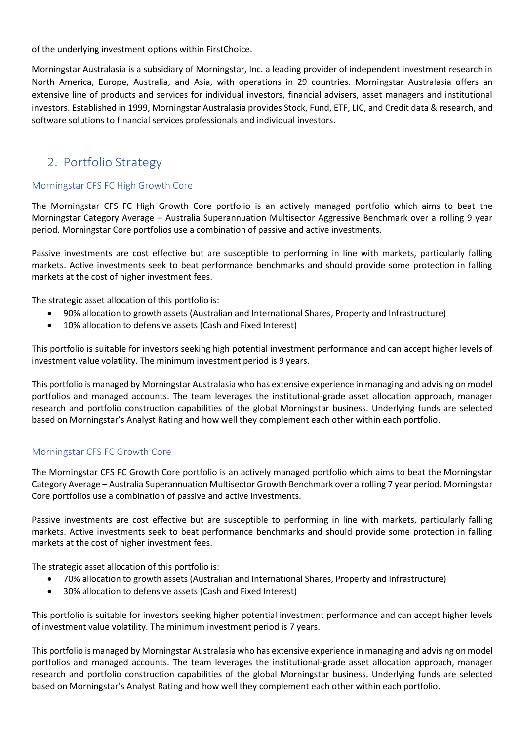of the underlying investment options within FirstChoice.

Morningstar Australasia is a subsidiary of Morningstar, Inc. a leading provider of independent investment research in North America, Europe, Australia, and Asia, with operations in 29 countries. Morningstar Australasia offers an extensive line of products and services for individual investors, financial advisers, asset managers and institutional investors. Established in 1999, Morningstar Australasia provides Stock, Fund, ETF, LIC, and Credit data & research, and software solutions to financial services professionals and individual investors.

## 2. Portfolio Strategy

### Morningstar CFS FC High Growth Core

The Morningstar CFS FC High Growth Core portfolio is an actively managed portfolio which aims to beat the Morningstar Category Average – Australia Superannuation Multisector Aggressive Benchmark over a rolling 9 year period. Morningstar Core portfolios use a combination of passive and active investments.

Passive investments are cost effective but are susceptible to performing in line with markets, particularly falling markets. Active investments seek to beat performance benchmarks and should provide some protection in falling markets at the cost of higher investment fees.

The strategic asset allocation of this portfolio is:

- 90% allocation to growth assets (Australian and International Shares, Property and Infrastructure)
- 10% allocation to defensive assets (Cash and Fixed Interest)

This portfolio is suitable for investors seeking high potential investment performance and can accept higher levels of investment value volatility. The minimum investment period is 9 years.

This portfolio is managed by Morningstar Australasia who has extensive experience in managing and advising on model portfolios and managed accounts. The team leverages the institutional-grade asset allocation approach, manager research and portfolio construction capabilities of the global Morningstar business. Underlying funds are selected based on Morningstar's Analyst Rating and how well they complement each other within each portfolio.

### Morningstar CFS FC Growth Core

The Morningstar CFS FC Growth Core portfolio is an actively managed portfolio which aims to beat the Morningstar Category Average – Australia Superannuation Multisector Growth Benchmark over a rolling 7 year period. Morningstar Core portfolios use a combination of passive and active investments.

Passive investments are cost effective but are susceptible to performing in line with markets, particularly falling markets. Active investments seek to beat performance benchmarks and should provide some protection in falling markets at the cost of higher investment fees.

The strategic asset allocation of this portfolio is:

- 70% allocation to growth assets (Australian and International Shares, Property and Infrastructure)
- 30% allocation to defensive assets (Cash and Fixed Interest)

This portfolio is suitable for investors seeking higher potential investment performance and can accept higher levels of investment value volatility. The minimum investment period is 7 years.

This portfolio is managed by Morningstar Australasia who has extensive experience in managing and advising on model portfolios and managed accounts. The team leverages the institutional-grade asset allocation approach, manager research and portfolio construction capabilities of the global Morningstar business. Underlying funds are selected based on Morningstar's Analyst Rating and how well they complement each other within each portfolio.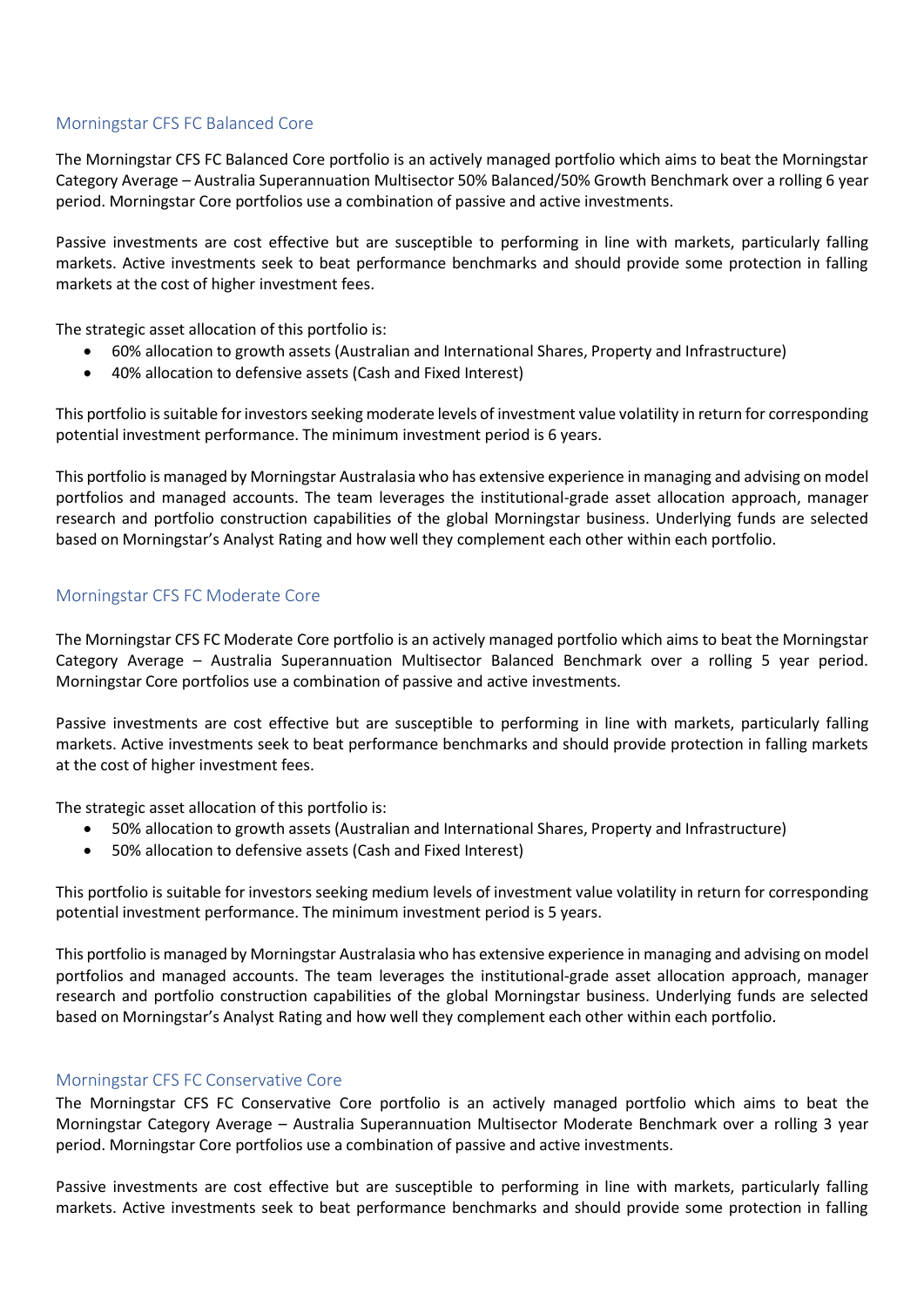## Morningstar CFS FC Balanced Core

The Morningstar CFS FC Balanced Core portfolio is an actively managed portfolio which aims to beat the Morningstar Category Average – Australia Superannuation Multisector 50% Balanced/50% Growth Benchmark over a rolling 6 year period. Morningstar Core portfolios use a combination of passive and active investments.

Passive investments are cost effective but are susceptible to performing in line with markets, particularly falling markets. Active investments seek to beat performance benchmarks and should provide some protection in falling markets at the cost of higher investment fees.

The strategic asset allocation of this portfolio is:

- 60% allocation to growth assets (Australian and International Shares, Property and Infrastructure)
- 40% allocation to defensive assets (Cash and Fixed Interest)

This portfolio is suitable for investors seeking moderate levels of investment value volatility in return for corresponding potential investment performance. The minimum investment period is 6 years.

This portfolio is managed by Morningstar Australasia who has extensive experience in managing and advising on model portfolios and managed accounts. The team leverages the institutional-grade asset allocation approach, manager research and portfolio construction capabilities of the global Morningstar business. Underlying funds are selected based on Morningstar's Analyst Rating and how well they complement each other within each portfolio.

## Morningstar CFS FC Moderate Core

The Morningstar CFS FC Moderate Core portfolio is an actively managed portfolio which aims to beat the Morningstar Category Average – Australia Superannuation Multisector Balanced Benchmark over a rolling 5 year period. Morningstar Core portfolios use a combination of passive and active investments.

Passive investments are cost effective but are susceptible to performing in line with markets, particularly falling markets. Active investments seek to beat performance benchmarks and should provide protection in falling markets at the cost of higher investment fees.

The strategic asset allocation of this portfolio is:

- 50% allocation to growth assets (Australian and International Shares, Property and Infrastructure)
- 50% allocation to defensive assets (Cash and Fixed Interest)

This portfolio is suitable for investors seeking medium levels of investment value volatility in return for corresponding potential investment performance. The minimum investment period is 5 years.

This portfolio is managed by Morningstar Australasia who has extensive experience in managing and advising on model portfolios and managed accounts. The team leverages the institutional-grade asset allocation approach, manager research and portfolio construction capabilities of the global Morningstar business. Underlying funds are selected based on Morningstar's Analyst Rating and how well they complement each other within each portfolio.

## Morningstar CFS FC Conservative Core

The Morningstar CFS FC Conservative Core portfolio is an actively managed portfolio which aims to beat the Morningstar Category Average – Australia Superannuation Multisector Moderate Benchmark over a rolling 3 year period. Morningstar Core portfolios use a combination of passive and active investments.

Passive investments are cost effective but are susceptible to performing in line with markets, particularly falling markets. Active investments seek to beat performance benchmarks and should provide some protection in falling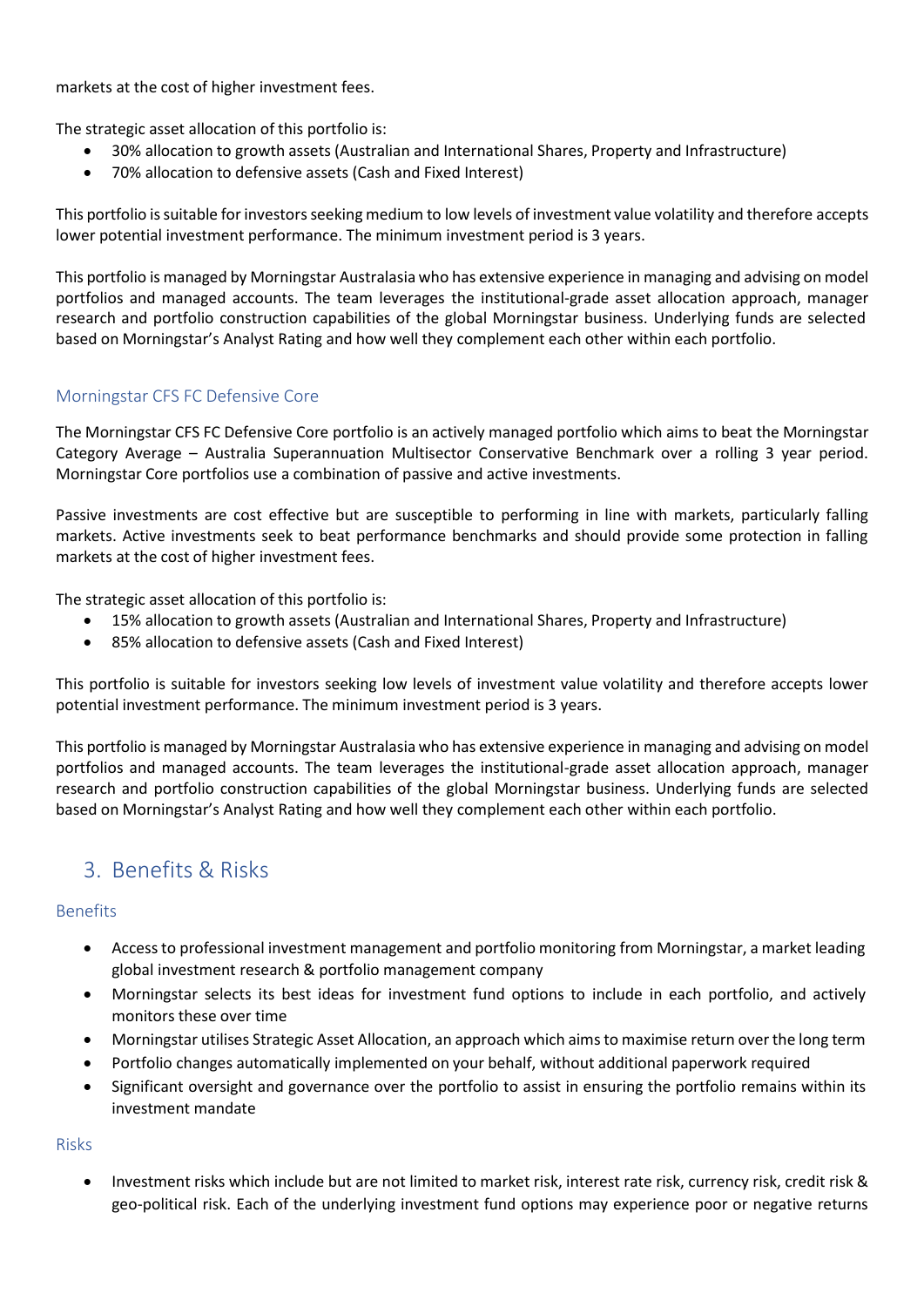markets at the cost of higher investment fees.

The strategic asset allocation of this portfolio is:

- 30% allocation to growth assets (Australian and International Shares, Property and Infrastructure)
- 70% allocation to defensive assets (Cash and Fixed Interest)

This portfolio is suitable for investors seeking medium to low levels of investment value volatility and therefore accepts lower potential investment performance. The minimum investment period is 3 years.

This portfolio is managed by Morningstar Australasia who has extensive experience in managing and advising on model portfolios and managed accounts. The team leverages the institutional-grade asset allocation approach, manager research and portfolio construction capabilities of the global Morningstar business. Underlying funds are selected based on Morningstar's Analyst Rating and how well they complement each other within each portfolio.

### Morningstar CFS FC Defensive Core

The Morningstar CFS FC Defensive Core portfolio is an actively managed portfolio which aims to beat the Morningstar Category Average – Australia Superannuation Multisector Conservative Benchmark over a rolling 3 year period. Morningstar Core portfolios use a combination of passive and active investments.

Passive investments are cost effective but are susceptible to performing in line with markets, particularly falling markets. Active investments seek to beat performance benchmarks and should provide some protection in falling markets at the cost of higher investment fees.

The strategic asset allocation of this portfolio is:

- 15% allocation to growth assets (Australian and International Shares, Property and Infrastructure)
- 85% allocation to defensive assets (Cash and Fixed Interest)

This portfolio is suitable for investors seeking low levels of investment value volatility and therefore accepts lower potential investment performance. The minimum investment period is 3 years.

This portfolio is managed by Morningstar Australasia who has extensive experience in managing and advising on model portfolios and managed accounts. The team leverages the institutional-grade asset allocation approach, manager research and portfolio construction capabilities of the global Morningstar business. Underlying funds are selected based on Morningstar's Analyst Rating and how well they complement each other within each portfolio.

## 3. Benefits & Risks

### Benefits

- Access to professional investment management and portfolio monitoring from Morningstar, a market leading global investment research & portfolio management company
- Morningstar selects its best ideas for investment fund options to include in each portfolio, and actively monitors these over time
- Morningstar utilises Strategic Asset Allocation, an approach which aims to maximise return over the long term
- Portfolio changes automatically implemented on your behalf, without additional paperwork required
- Significant oversight and governance over the portfolio to assist in ensuring the portfolio remains within its investment mandate

### Risks

- Investment risks which include but are not limited to market risk, interest rate risk, currency risk, credit risk & geo-political risk. Each of the underlying investment fund options may experience poor or negative returns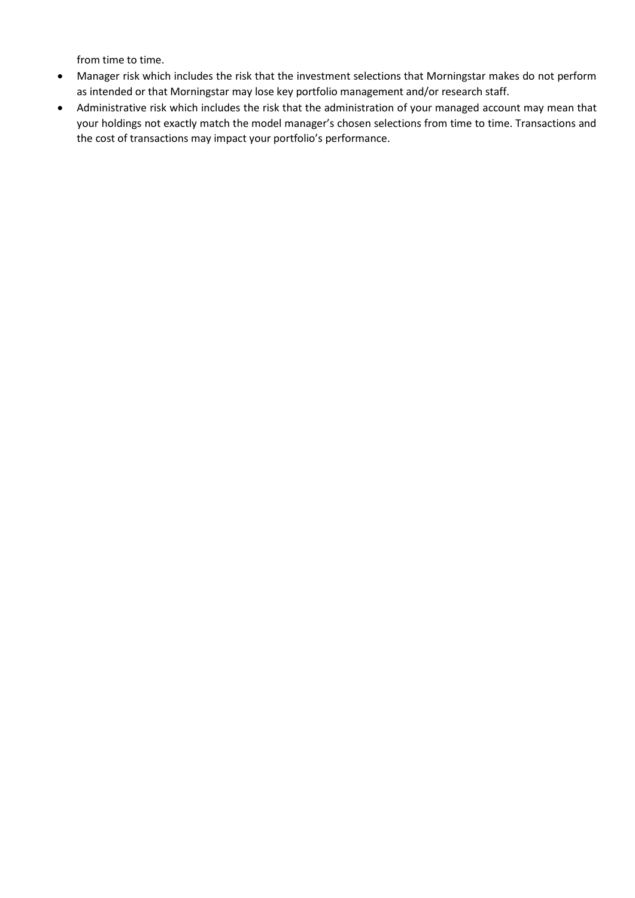from time to time.

- Manager risk which includes the risk that the investment selections that Morningstar makes do not perform as intended or that Morningstar may lose key portfolio management and/or research staff.
- Administrative risk which includes the risk that the administration of your managed account may mean that your holdings not exactly match the model manager's chosen selections from time to time. Transactions and the cost of transactions may impact your portfolio's performance.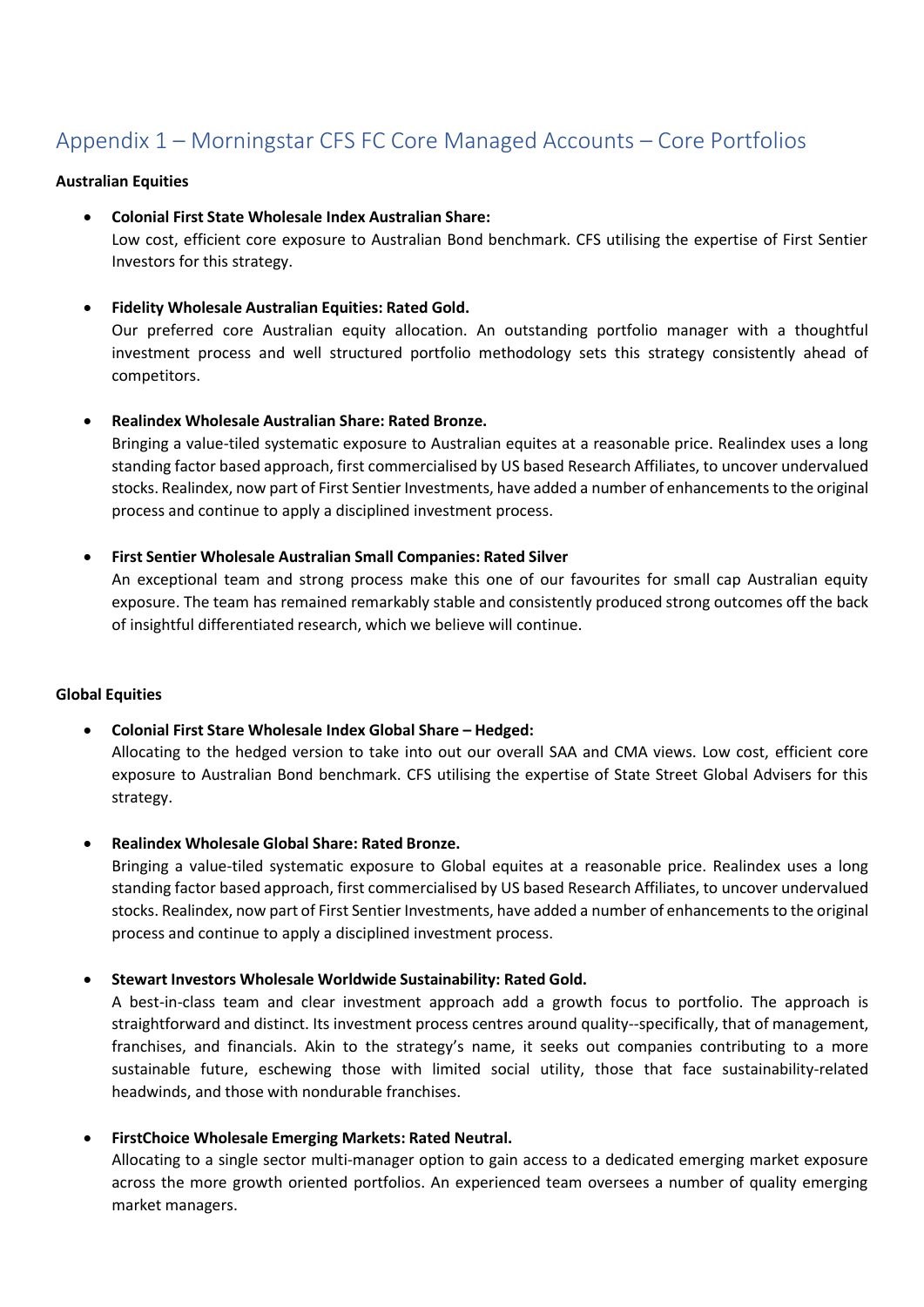# Appendix 1 – Morningstar CFS FC Core Managed Accounts – Core Portfolios

**Australian Equities**

- **Colonial First State Wholesale Index Australian Share:**
  Low cost, efficient core exposure to Australian Bond benchmark. CFS utilising the expertise of First Sentier Investors for this strategy.

- **Fidelity Wholesale Australian Equities: Rated Gold.**
  Our preferred core Australian equity allocation. An outstanding portfolio manager with a thoughtful investment process and well structured portfolio methodology sets this strategy consistently ahead of competitors.

- **Realindex Wholesale Australian Share: Rated Bronze.**
  Bringing a value-tiled systematic exposure to Australian equites at a reasonable price. Realindex uses a long standing factor based approach, first commercialised by US based Research Affiliates, to uncover undervalued stocks. Realindex, now part of First Sentier Investments, have added a number of enhancements to the original process and continue to apply a disciplined investment process.

- **First Sentier Wholesale Australian Small Companies: Rated Silver**
  An exceptional team and strong process make this one of our favourites for small cap Australian equity exposure. The team has remained remarkably stable and consistently produced strong outcomes off the back of insightful differentiated research, which we believe will continue.

**Global Equities**

- **Colonial First Stare Wholesale Index Global Share – Hedged:**
  Allocating to the hedged version to take into out our overall SAA and CMA views. Low cost, efficient core exposure to Australian Bond benchmark. CFS utilising the expertise of State Street Global Advisers for this strategy.

- **Realindex Wholesale Global Share: Rated Bronze.**
  Bringing a value-tiled systematic exposure to Global equites at a reasonable price. Realindex uses a long standing factor based approach, first commercialised by US based Research Affiliates, to uncover undervalued stocks. Realindex, now part of First Sentier Investments, have added a number of enhancements to the original process and continue to apply a disciplined investment process.

- **Stewart Investors Wholesale Worldwide Sustainability: Rated Gold.**
  A best-in-class team and clear investment approach add a growth focus to portfolio. The approach is straightforward and distinct. Its investment process centres around quality--specifically, that of management, franchises, and financials. Akin to the strategy's name, it seeks out companies contributing to a more sustainable future, eschewing those with limited social utility, those that face sustainability-related headwinds, and those with nondurable franchises.

- **FirstChoice Wholesale Emerging Markets: Rated Neutral.**
  Allocating to a single sector multi-manager option to gain access to a dedicated emerging market exposure across the more growth oriented portfolios. An experienced team oversees a number of quality emerging market managers.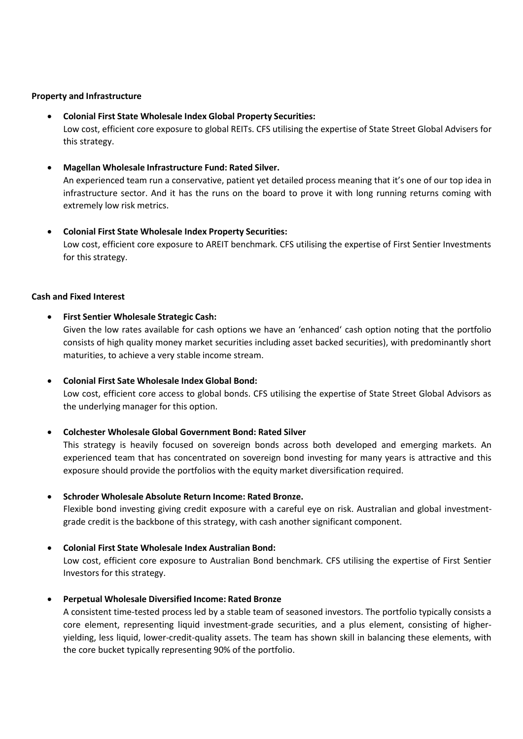**Property and Infrastructure**

- **Colonial First State Wholesale Index Global Property Securities:**
  Low cost, efficient core exposure to global REITs. CFS utilising the expertise of State Street Global Advisers for this strategy.

- **Magellan Wholesale Infrastructure Fund: Rated Silver.**
  An experienced team run a conservative, patient yet detailed process meaning that it's one of our top idea in infrastructure sector. And it has the runs on the board to prove it with long running returns coming with extremely low risk metrics.

- **Colonial First State Wholesale Index Property Securities:**
  Low cost, efficient core exposure to AREIT benchmark. CFS utilising the expertise of First Sentier Investments for this strategy.

**Cash and Fixed Interest**

- **First Sentier Wholesale Strategic Cash:**
  Given the low rates available for cash options we have an 'enhanced' cash option noting that the portfolio consists of high quality money market securities including asset backed securities), with predominantly short maturities, to achieve a very stable income stream.

- **Colonial First Sate Wholesale Index Global Bond:**
  Low cost, efficient core access to global bonds. CFS utilising the expertise of State Street Global Advisors as the underlying manager for this option.

- **Colchester Wholesale Global Government Bond: Rated Silver**
  This strategy is heavily focused on sovereign bonds across both developed and emerging markets. An experienced team that has concentrated on sovereign bond investing for many years is attractive and this exposure should provide the portfolios with the equity market diversification required.

- **Schroder Wholesale Absolute Return Income: Rated Bronze.**
  Flexible bond investing giving credit exposure with a careful eye on risk. Australian and global investment-grade credit is the backbone of this strategy, with cash another significant component.

- **Colonial First State Wholesale Index Australian Bond:**
  Low cost, efficient core exposure to Australian Bond benchmark. CFS utilising the expertise of First Sentier Investors for this strategy.

- **Perpetual Wholesale Diversified Income: Rated Bronze**
  A consistent time-tested process led by a stable team of seasoned investors. The portfolio typically consists a core element, representing liquid investment-grade securities, and a plus element, consisting of higher-yielding, less liquid, lower-credit-quality assets. The team has shown skill in balancing these elements, with the core bucket typically representing 90% of the portfolio.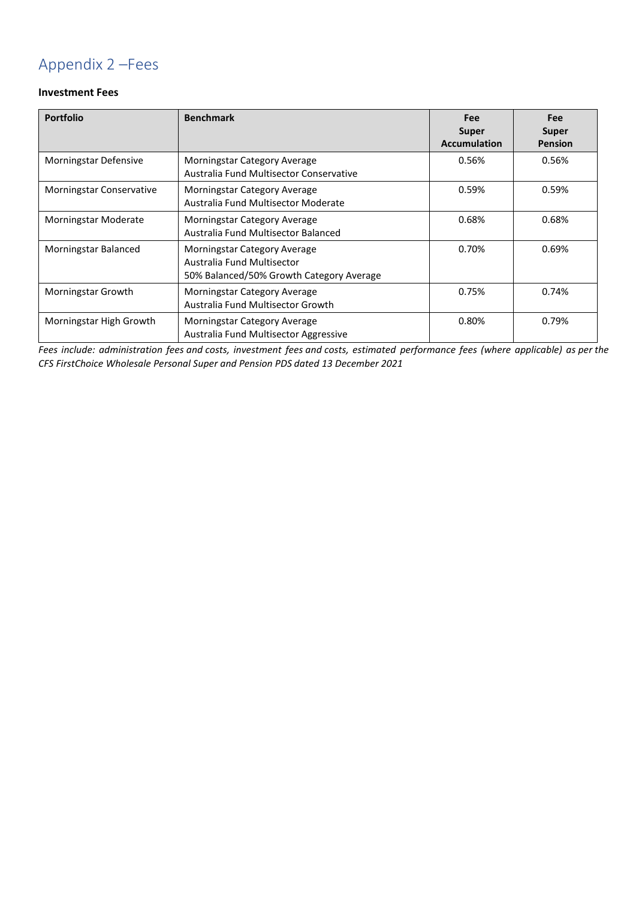# Appendix 2 –Fees

**Investment Fees**

| Portfolio | Benchmark | Fee Super Accumulation | Fee Super Pension |
|---|---|---|---|
| Morningstar Defensive | Morningstar Category Average Australia Fund Multisector Conservative | 0.56% | 0.56% |
| Morningstar Conservative | Morningstar Category Average Australia Fund Multisector Moderate | 0.59% | 0.59% |
| Morningstar Moderate | Morningstar Category Average Australia Fund Multisector Balanced | 0.68% | 0.68% |
| Morningstar Balanced | Morningstar Category Average Australia Fund Multisector 50% Balanced/50% Growth Category Average | 0.70% | 0.69% |
| Morningstar Growth | Morningstar Category Average Australia Fund Multisector Growth | 0.75% | 0.74% |
| Morningstar High Growth | Morningstar Category Average Australia Fund Multisector Aggressive | 0.80% | 0.79% |

*Fees include: administration fees and costs, investment fees and costs, estimated performance fees (where applicable) as per the CFS FirstChoice Wholesale Personal Super and Pension PDS dated 13 December 2021*